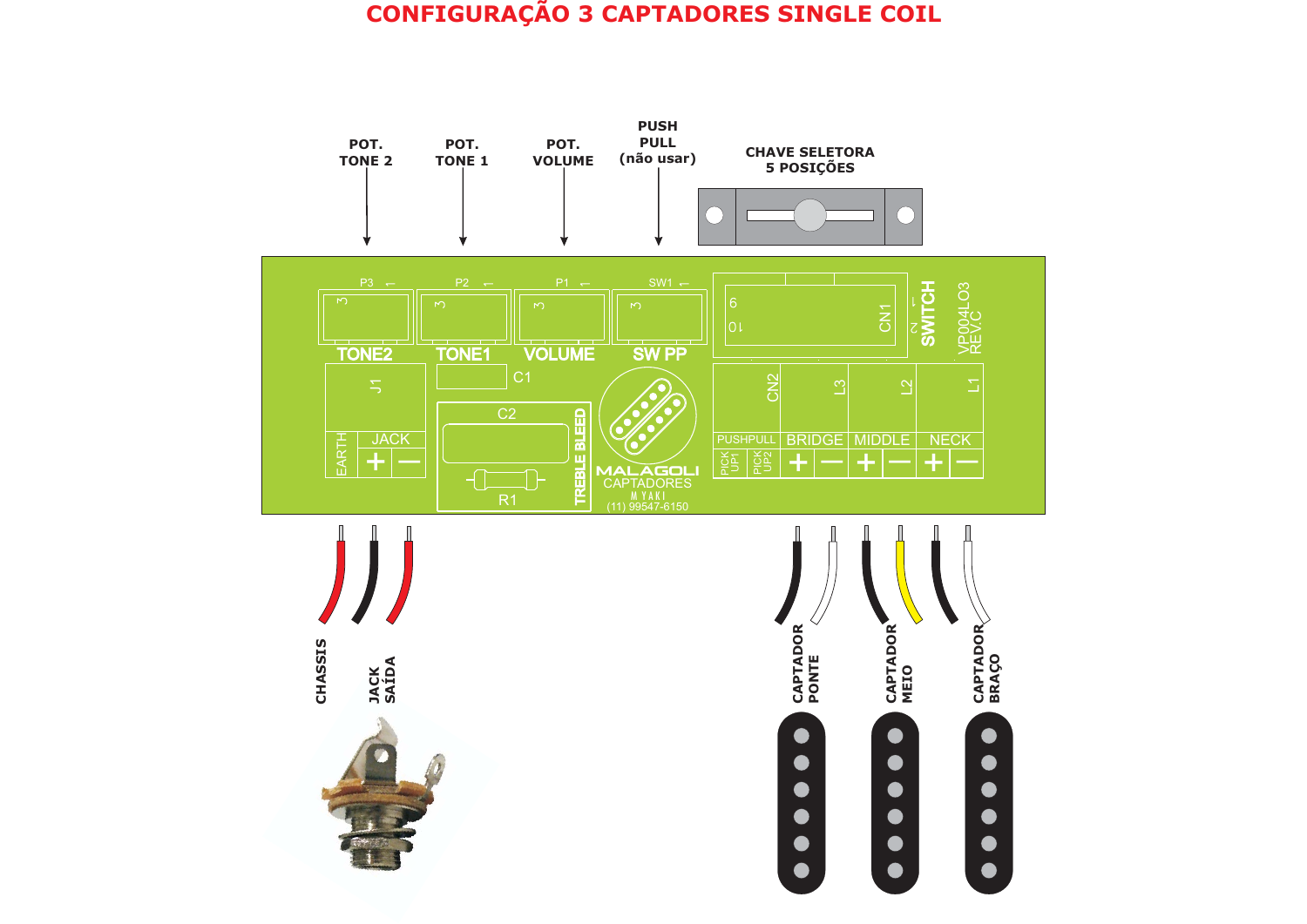# CONFIGURAÇÃO 3 CAPTADORES SINGLE COIL

POT. TONE 2

POT. TONE 1

POT. VOLUME

PUSH PULL (não usar)

CHAVE SELETORA 5 POSIÇÕES

P3 TONE2

P2 TONE1

P1 VOLUME

SW1 SW PP

CN1 SWITCH

VP004LO3 REV.C

J1 JACK

EARTH + —

C1

C2

R1

TREBLE BLEED

MALAGOLI CAPTADORES

M YAKI

(11) 99547-6150

CN2 L3 L2 L1

PUSHPULL — PICK UP1 — PICK UP2

BRIDGE + —

MIDDLE + —

NECK + —

CHASSIS

JACK SAÍDA

CAPTADOR PONTE

CAPTADOR MEIO

CAPTADOR BRAÇO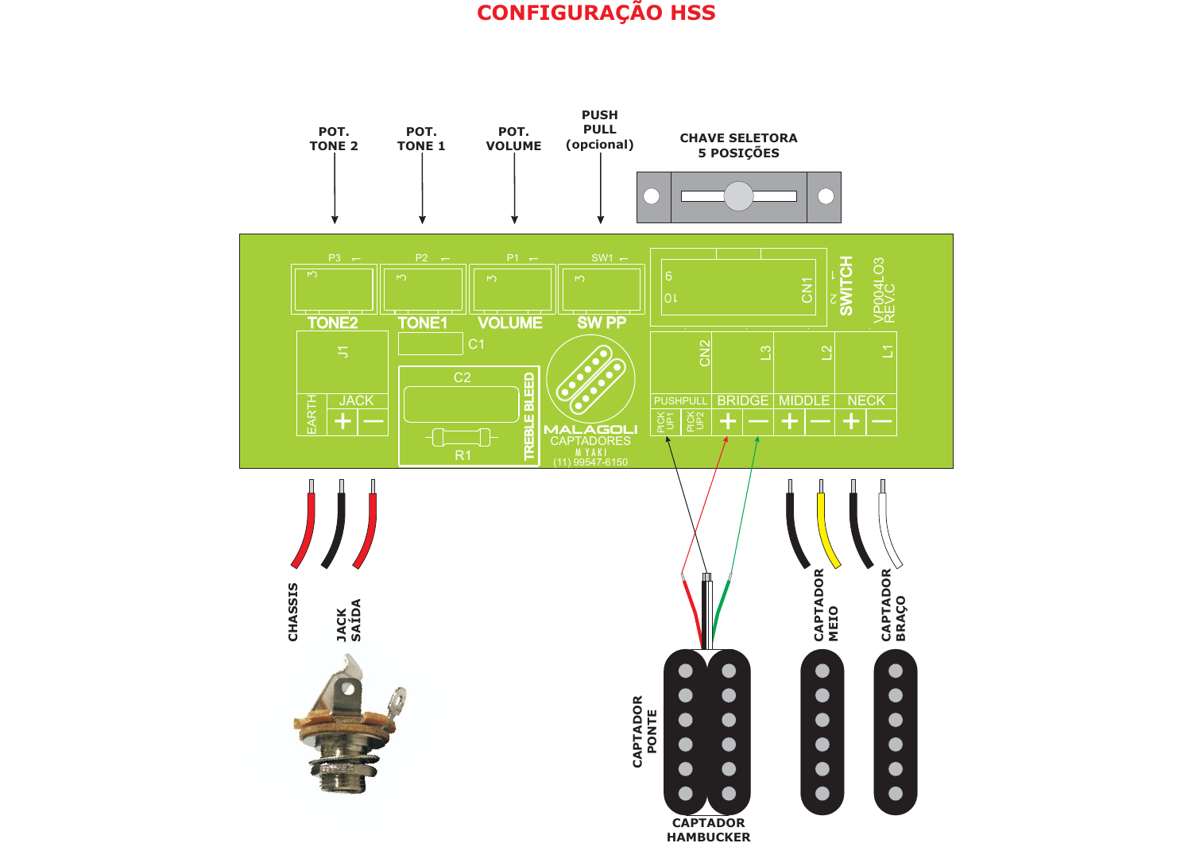# CONFIGURAÇÃO HSS

POT. TONE 2

POT. TONE 1

POT. VOLUME

PUSH PULL (opcional)

CHAVE SELETORA 5 POSIÇÕES

P3 TONE2

P2 TONE1

P1 VOLUME

SW1 SW PP

CN1 SWITCH

VP004LO3 REV.C

J1 JACK EARTH + —

C1

C2

R1

TREBLE BLEED

MALAGOLI CAPTADORES

M YAKI

(11) 99547-6150

CN2 PUSHPULL PICK UP1 PICK UP2

L3 BRIDGE + —

L2 MIDDLE + —

L1 NECK + —

CHASSIS

JACK SAÍDA

CAPTADOR PONTE

CAPTADOR HAMBUCKER

CAPTADOR MEIO

CAPTADOR BRAÇO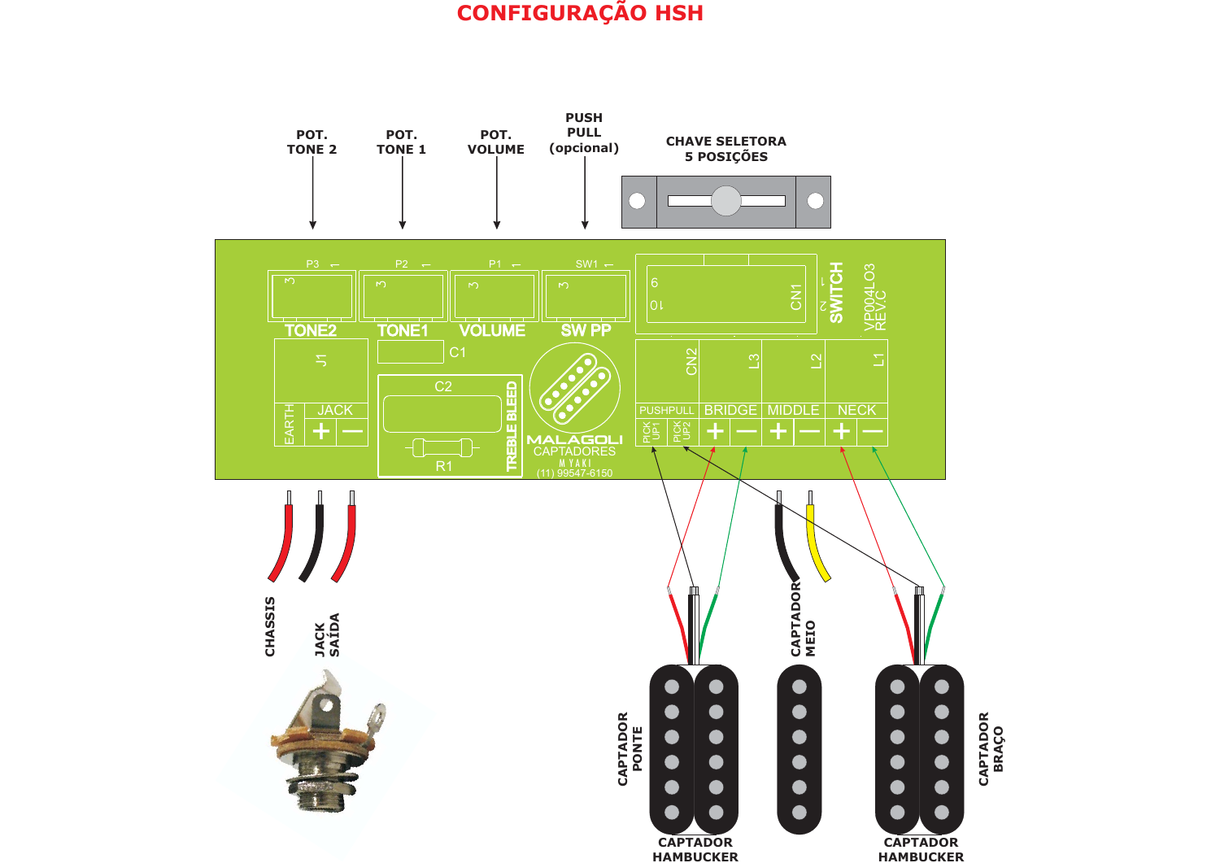# CONFIGURAÇÃO HSH

POT. TONE 2

POT. TONE 1

POT. VOLUME

PUSH PULL (opcional)

CHAVE SELETORA 5 POSIÇÕES

P3 1 3 TONE2

P2 1 3 TONE1

P1 1 3 VOLUME

SW1 1 3 SW PP

9 10 CN1 1 2 SWITCH

VP004LO3 REV.C

J1 EARTH JACK + —

C1

C2 R1 TREBLE BLEED

MALAGOLI CAPTADORES M YAKI (11) 99547-6150

CN2 L3 L2 L1

PUSHPULL PICK UP1 PICK UP2

BRIDGE + —

MIDDLE + —

NECK + —

CHASSIS

JACK SAÍDA

CAPTADOR MEIO

CAPTADOR PONTE

CAPTADOR HAMBUCKER

CAPTADOR BRAÇO

CAPTADOR HAMBUCKER